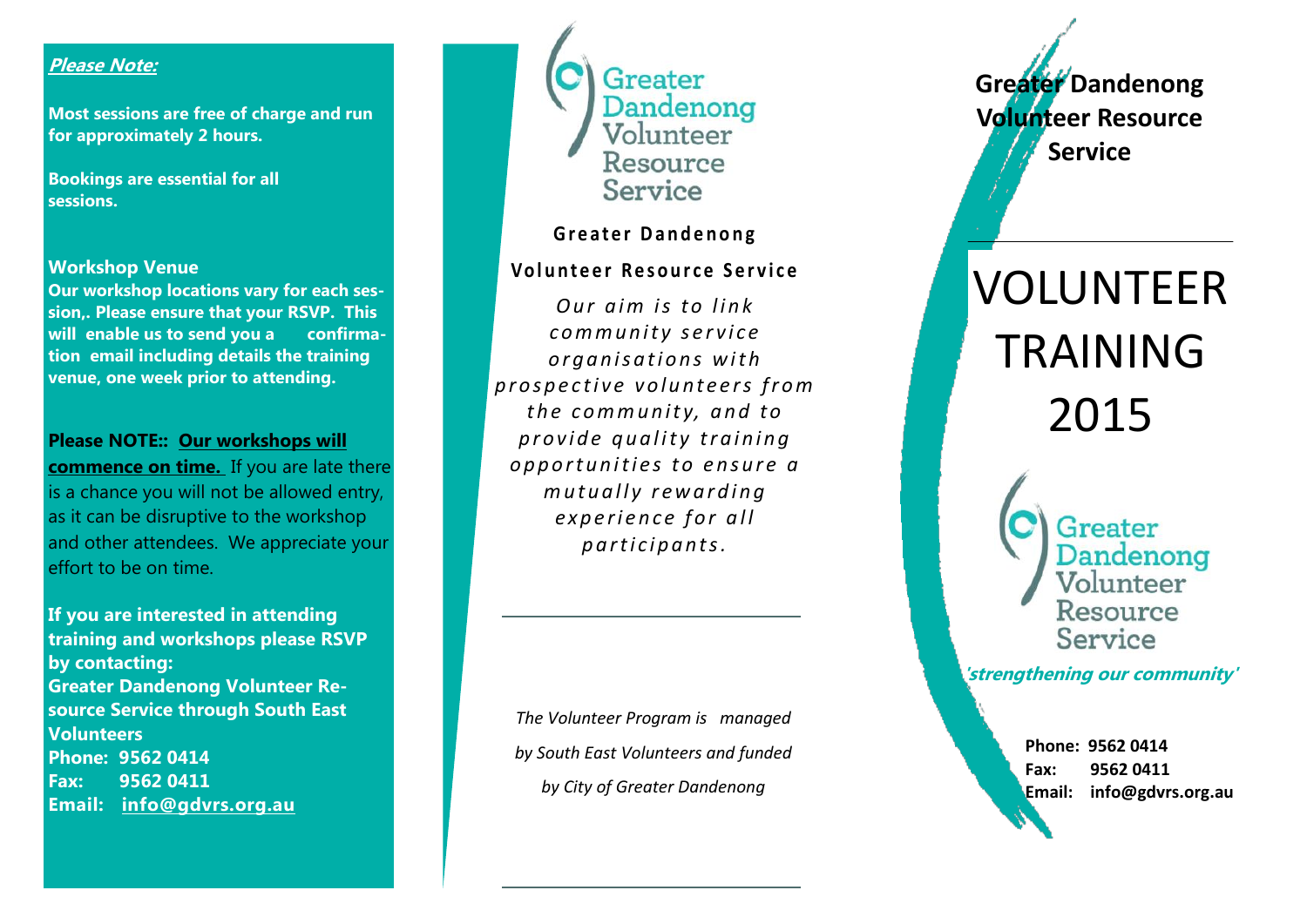***Please Note:***

**Most sessions are free of charge and run for approximately 2 hours.**

**Bookings are essential for all sessions.**

**Workshop Venue**
**Our workshop locations vary for each session,. Please ensure that your RSVP. This will enable us to send you a confirmation email including details the training venue, one week prior to attending.**

**Please NOTE:: Our workshops will commence on time.** If you are late there is a chance you will not be allowed entry, as it can be disruptive to the workshop and other attendees. We appreciate your effort to be on time.

**If you are interested in attending training and workshops please RSVP by contacting:**
**Greater Dandenong Volunteer Resource Service through South East Volunteers**
**Phone: 9562 0414**
**Fax: 9562 0411**
**Email: info@gdvrs.org.au**

Greater Dandenong Volunteer Resource Service

**Greater Dandenong**

**Volunteer Resource Service**

*Our aim is to link community service organisations with prospective volunteers from the community, and to provide quality training opportunities to ensure a mutually rewarding experience for all participants.*

*The Volunteer Program is managed by South East Volunteers and funded by City of Greater Dandenong*

**Greater Dandenong Volunteer Resource Service**

# VOLUNTEER TRAINING 2015

Greater Dandenong Volunteer Resource Service

***'strengthening our community'***

**Phone: 9562 0414**
**Fax: 9562 0411**
**Email: info@gdvrs.org.au**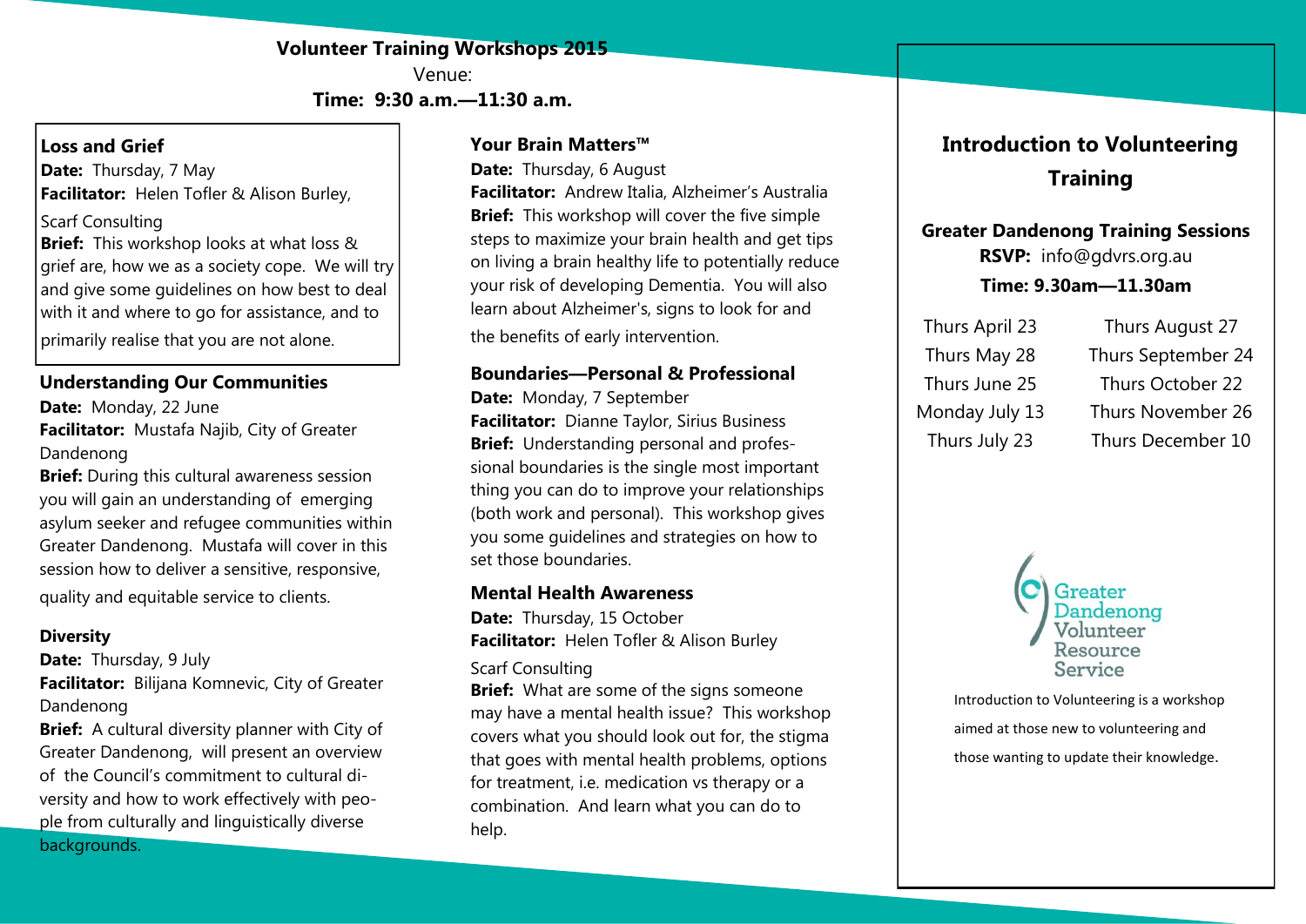## Volunteer Training Workshops 2015

Venue:

**Time: 9:30 a.m.—11:30 a.m.**

### Loss and Grief

**Date:** Thursday, 7 May

**Facilitator:** Helen Tofler & Alison Burley, Scarf Consulting

**Brief:** This workshop looks at what loss & grief are, how we as a society cope. We will try and give some guidelines on how best to deal with it and where to go for assistance, and to primarily realise that you are not alone.

### Understanding Our Communities

**Date:** Monday, 22 June

**Facilitator:** Mustafa Najib, City of Greater Dandenong

**Brief:** During this cultural awareness session you will gain an understanding of emerging asylum seeker and refugee communities within Greater Dandenong. Mustafa will cover in this session how to deliver a sensitive, responsive, quality and equitable service to clients.

### Diversity

**Date:** Thursday, 9 July

**Facilitator:** Bilijana Komnevic, City of Greater Dandenong

**Brief:** A cultural diversity planner with City of Greater Dandenong, will present an overview of the Council's commitment to cultural diversity and how to work effectively with people from culturally and linguistically diverse backgrounds.

### Your Brain Matters™

**Date:** Thursday, 6 August

**Facilitator:** Andrew Italia, Alzheimer's Australia

**Brief:** This workshop will cover the five simple steps to maximize your brain health and get tips on living a brain healthy life to potentially reduce your risk of developing Dementia. You will also learn about Alzheimer's, signs to look for and the benefits of early intervention.

### Boundaries—Personal & Professional

**Date:** Monday, 7 September

**Facilitator:** Dianne Taylor, Sirius Business

**Brief:** Understanding personal and professional boundaries is the single most important thing you can do to improve your relationships (both work and personal). This workshop gives you some guidelines and strategies on how to set those boundaries.

### Mental Health Awareness

**Date:** Thursday, 15 October

**Facilitator:** Helen Tofler & Alison Burley Scarf Consulting

**Brief:** What are some of the signs someone may have a mental health issue? This workshop covers what you should look out for, the stigma that goes with mental health problems, options for treatment, i.e. medication vs therapy or a combination. And learn what you can do to help.

## Introduction to Volunteering Training

**Greater Dandenong Training Sessions**

**RSVP:** info@gdvrs.org.au

**Time: 9.30am—11.30am**

| | |
|---|---|
| Thurs April 23 | Thurs August 27 |
| Thurs May 28 | Thurs September 24 |
| Thurs June 25 | Thurs October 22 |
| Monday July 13 | Thurs November 26 |
| Thurs July 23 | Thurs December 10 |

Greater Dandenong Volunteer Resource Service

Introduction to Volunteering is a workshop aimed at those new to volunteering and those wanting to update their knowledge.